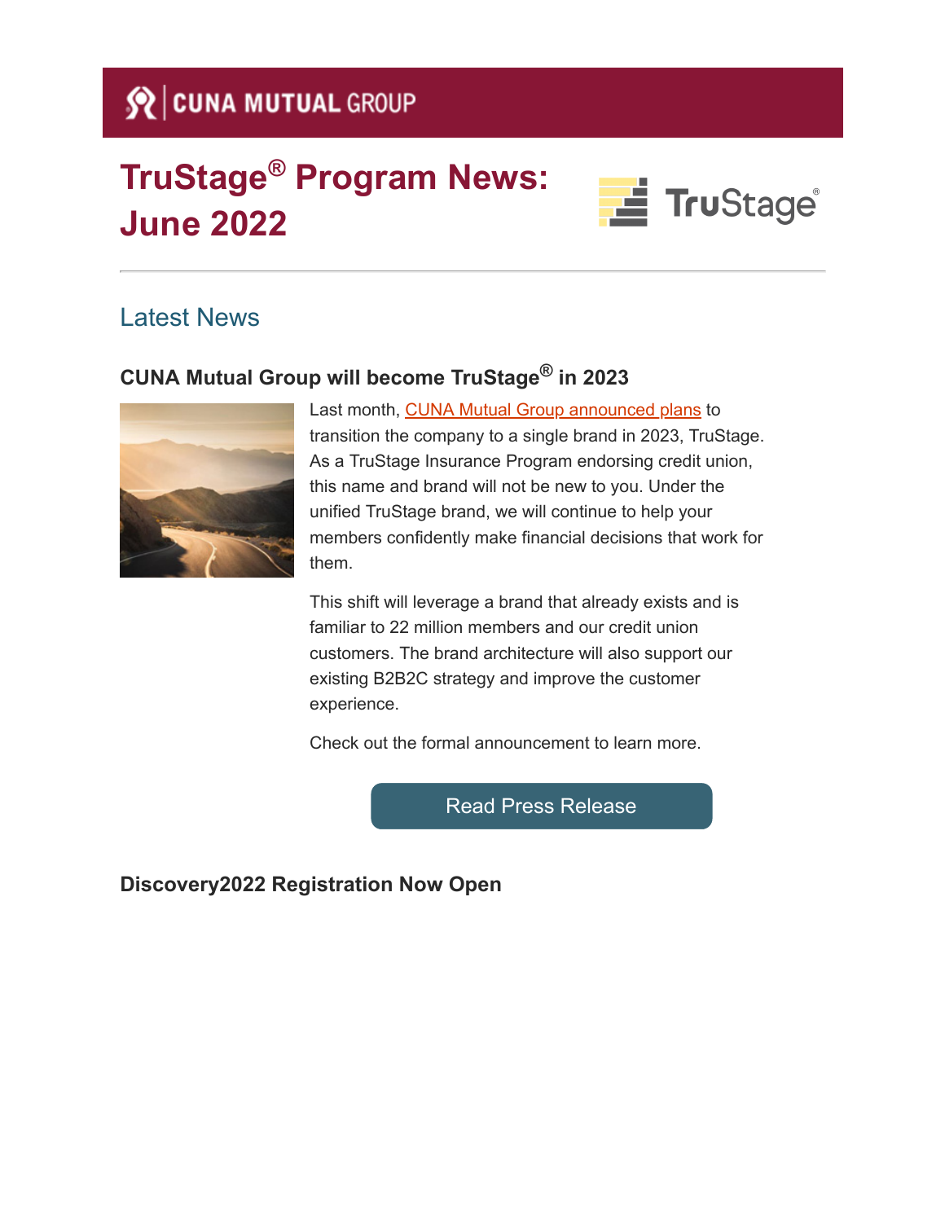CUNA MUTUAL GROUP

# TruStage® Program News: June 2022

## Latest News

### CUNA Mutual Group will become TruStage® in 2023

Last month, CUNA Mutual Group announced plans to transition the company to a single brand in 2023, TruStage. As a TruStage Insurance Program endorsing credit union, this name and brand will not be new to you. Under the unified TruStage brand, we will continue to help your members confidently make financial decisions that work for them.

This shift will leverage a brand that already exists and is familiar to 22 million members and our credit union customers. The brand architecture will also support our existing B2B2C strategy and improve the customer experience.

Check out the formal announcement to learn more.

Read Press Release

### Discovery2022 Registration Now Open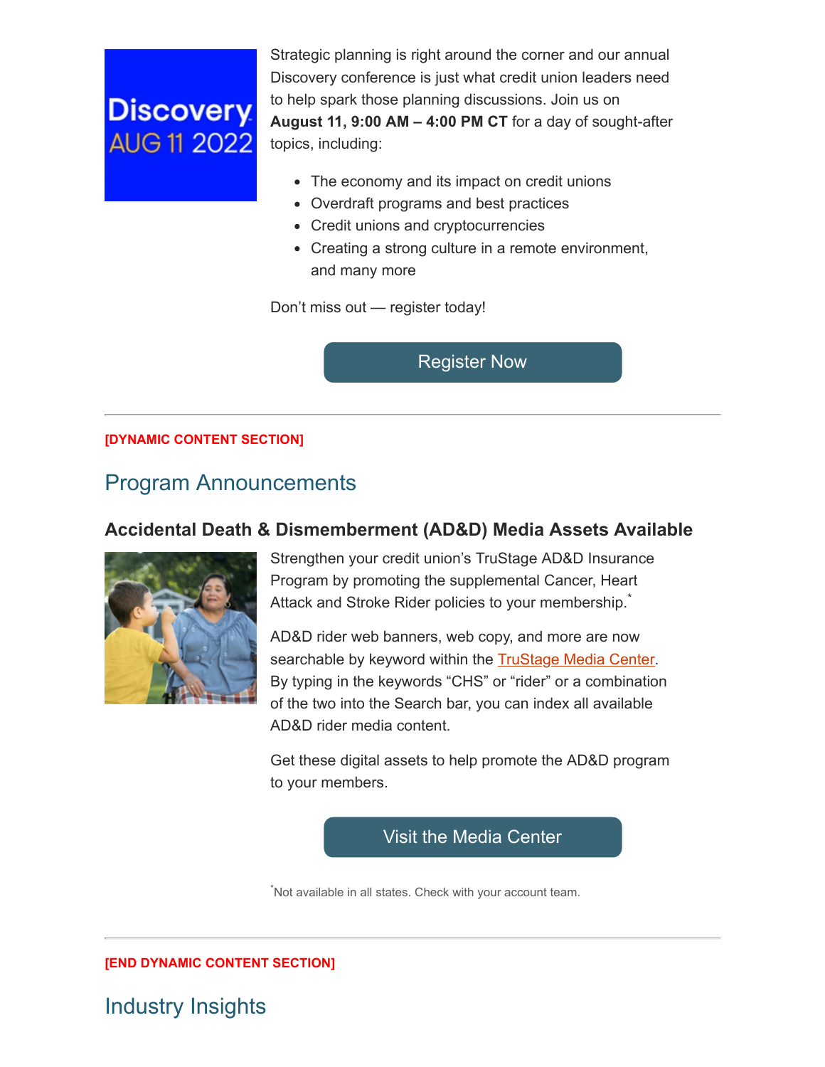Strategic planning is right around the corner and our annual Discovery conference is just what credit union leaders need to help spark those planning discussions. Join us on **August 11, 9:00 AM – 4:00 PM CT** for a day of sought-after topics, including:

- The economy and its impact on credit unions
- Overdraft programs and best practices
- Credit unions and cryptocurrencies
- Creating a strong culture in a remote environment, and many more

Don't miss out — register today!

Register Now

---

**[DYNAMIC CONTENT SECTION]**

## Program Announcements

### Accidental Death & Dismemberment (AD&D) Media Assets Available

Strengthen your credit union's TruStage AD&D Insurance Program by promoting the supplemental Cancer, Heart Attack and Stroke Rider policies to your membership.*

AD&D rider web banners, web copy, and more are now searchable by keyword within the TruStage Media Center. By typing in the keywords "CHS" or "rider" or a combination of the two into the Search bar, you can index all available AD&D rider media content.

Get these digital assets to help promote the AD&D program to your members.

Visit the Media Center

*Not available in all states. Check with your account team.

---

**[END DYNAMIC CONTENT SECTION]**

## Industry Insights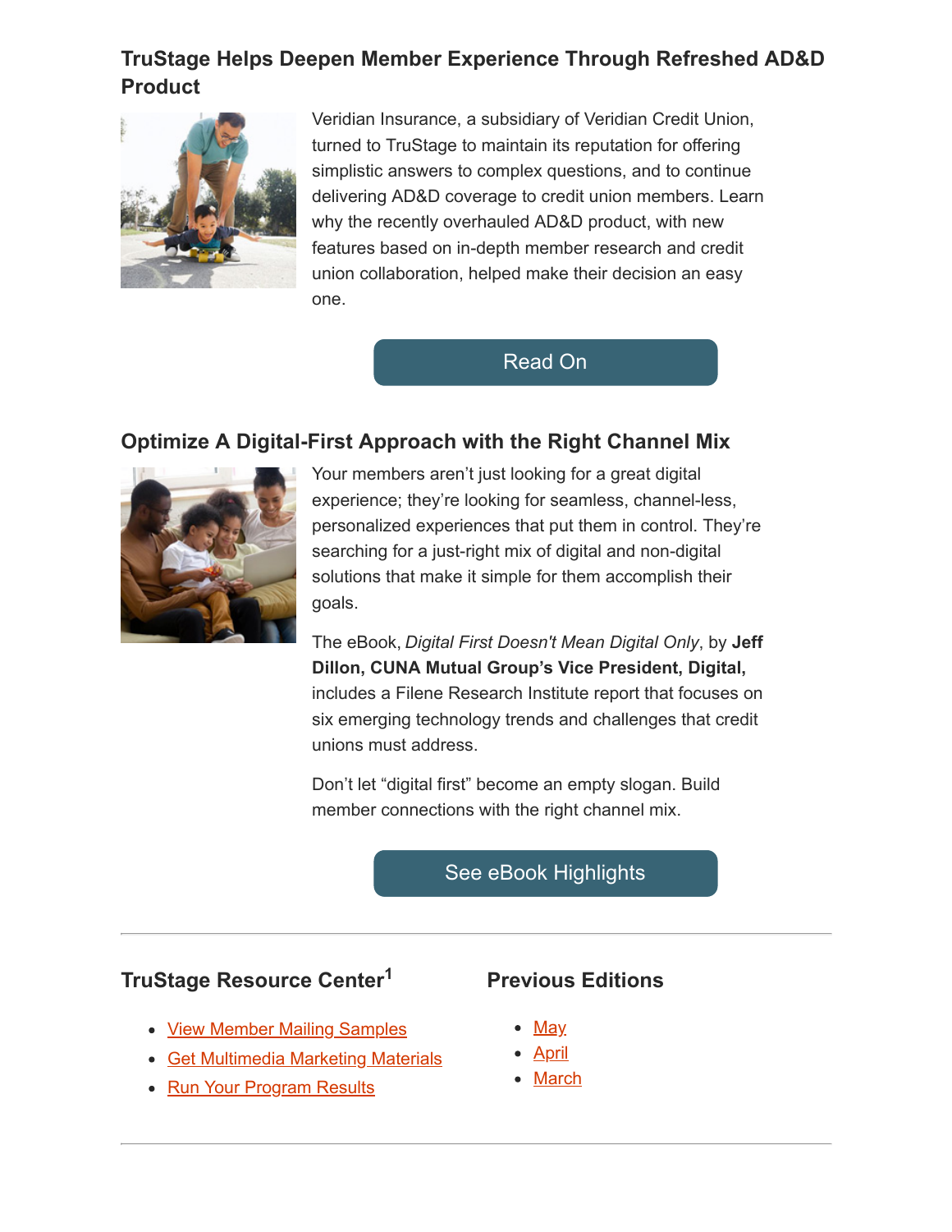## TruStage Helps Deepen Member Experience Through Refreshed AD&D Product

Veridian Insurance, a subsidiary of Veridian Credit Union, turned to TruStage to maintain its reputation for offering simplistic answers to complex questions, and to continue delivering AD&D coverage to credit union members. Learn why the recently overhauled AD&D product, with new features based on in-depth member research and credit union collaboration, helped make their decision an easy one.

Read On

## Optimize A Digital-First Approach with the Right Channel Mix

Your members aren't just looking for a great digital experience; they're looking for seamless, channel-less, personalized experiences that put them in control. They're searching for a just-right mix of digital and non-digital solutions that make it simple for them accomplish their goals.

The eBook, *Digital First Doesn't Mean Digital Only*, by **Jeff Dillon, CUNA Mutual Group's Vice President, Digital,** includes a Filene Research Institute report that focuses on six emerging technology trends and challenges that credit unions must address.

Don't let "digital first" become an empty slogan. Build member connections with the right channel mix.

See eBook Highlights

---

### TruStage Resource Center[1]

- View Member Mailing Samples
- Get Multimedia Marketing Materials
- Run Your Program Results

### Previous Editions

- May
- April
- March

---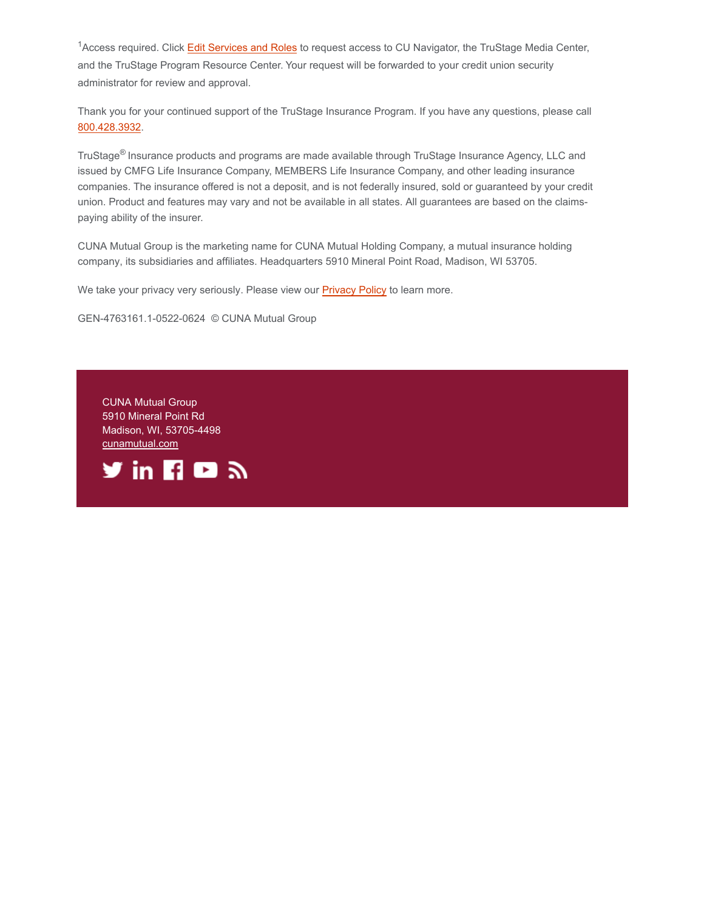[1]Access required. Click Edit Services and Roles to request access to CU Navigator, the TruStage Media Center, and the TruStage Program Resource Center. Your request will be forwarded to your credit union security administrator for review and approval.

Thank you for your continued support of the TruStage Insurance Program. If you have any questions, please call 800.428.3932.

TruStage® Insurance products and programs are made available through TruStage Insurance Agency, LLC and issued by CMFG Life Insurance Company, MEMBERS Life Insurance Company, and other leading insurance companies. The insurance offered is not a deposit, and is not federally insured, sold or guaranteed by your credit union. Product and features may vary and not be available in all states. All guarantees are based on the claims-paying ability of the insurer.

CUNA Mutual Group is the marketing name for CUNA Mutual Holding Company, a mutual insurance holding company, its subsidiaries and affiliates. Headquarters 5910 Mineral Point Road, Madison, WI 53705.

We take your privacy very seriously. Please view our Privacy Policy to learn more.

GEN-4763161.1-0522-0624 © CUNA Mutual Group

CUNA Mutual Group
5910 Mineral Point Rd
Madison, WI, 53705-4498
cunamutual.com